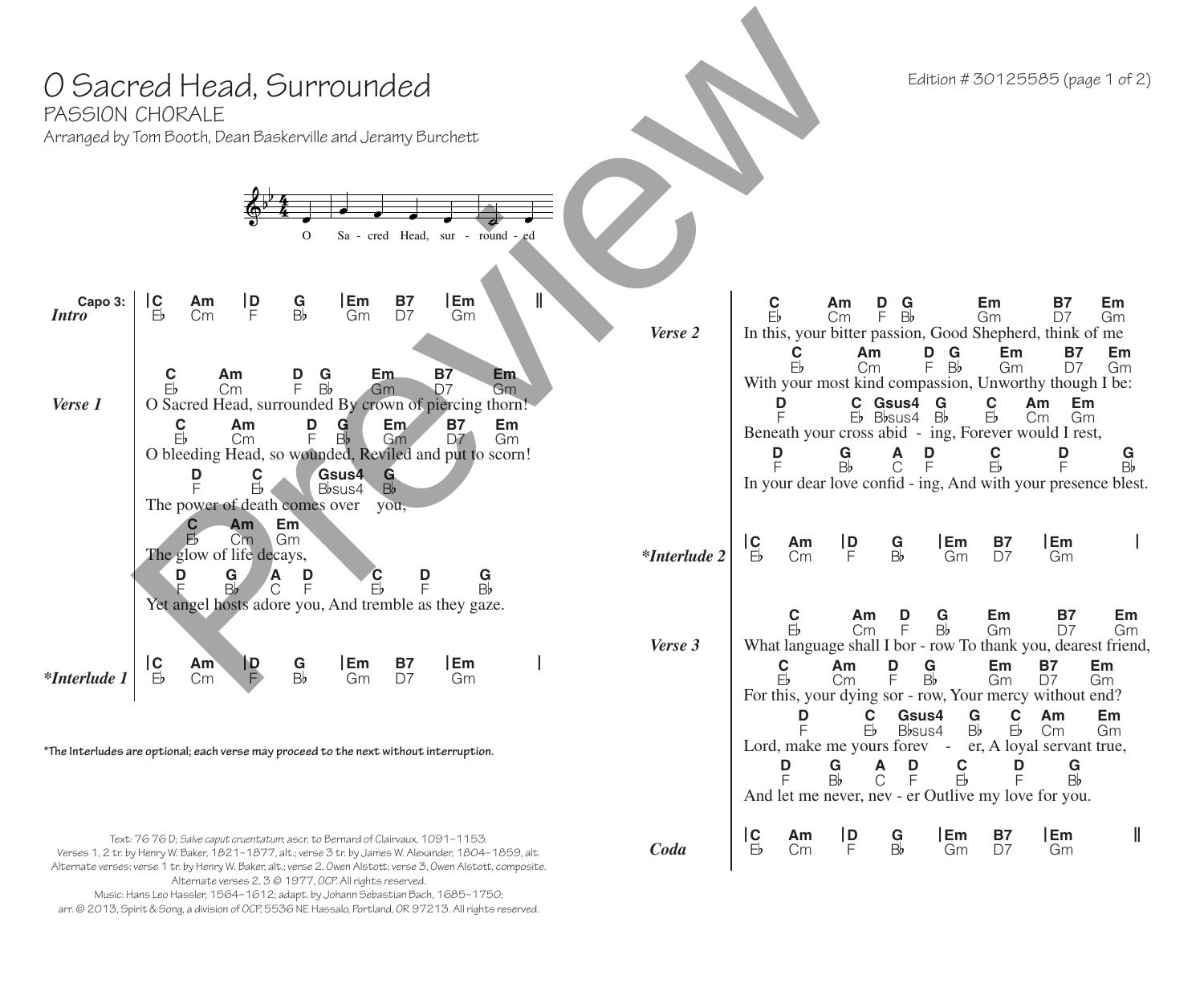# O Sacred Head, Surrounded

PASSION CHORALE

Arranged by Tom Booth, Dean Baskerville and Jeramy Burchett

Edition # 30125585 (page 1 of 2)

O Sa - cred Head, sur - round - ed

**Capo 3:**

***Intro***

```
|C    Am    |D    G    |Em   B7   |Em        ||
 E♭   Cm     F    B♭    Gm   D7    Gm
```

***Verse 1***

```
 C        Am          D   G        Em         B7         Em
 E♭       Cm          F   B♭       Gm         D7         Gm
O Sacred Head, surrounded By crown of piercing thorn!
 C          Am         D   G        Em        B7        Em
 E♭         Cm         F   B♭       Gm        D7        Gm
O bleeding Head, so wounded, Reviled and put to scorn!
     D          C       Gsus4    G
     F          E♭      B♭sus4   B♭
The power of death comes over    you,
     C      Am     Em
     E♭     Cm     Gm
The glow of life decays,
     D       G      A    D           C         D          G
     F       B♭     C    F           E♭        F          B♭
Yet angel hosts adore you, And tremble as they gaze.
```

***\*Interlude 1***

```
|C    Am    |D    G    |Em   B7   |Em        |
 E♭   Cm     F    B♭    Gm   D7    Gm
```

*\*The Interludes are optional; each verse may proceed to the next without interruption.*

***Verse 2***

```
     C          Am     D   G           Em           B7       Em
     E♭         Cm     F   B♭          Gm           D7       Gm
In this, your bitter passion, Good Shepherd, think of me
         C          Am        D   G        Em         B7     Em
         E♭         Cm        F   B♭       Gm         D7     Gm
With your most kind compassion, Unworthy though I be:
         D           C   Gsus4    G        C      Am    Em
         F           E♭  B♭sus4   B♭       E♭     Cm    Gm
Beneath your cross abid  -  ing, Forever would I rest,
     D          G          A    D          C          D          G
     F          B♭         C    F          E♭         F          B♭
In your dear love confid - ing, And with your presence blest.
```

***\*Interlude 2***

```
|C    Am    |D    G    |Em   B7   |Em        |
 E♭   Cm     F    B♭    Gm   D7    Gm
```

***Verse 3***

```
         C           Am     D       G          Em           B7        Em
         E♭          Cm     F       B♭         Gm           D7        Gm
What language shall I bor - row To thank you, dearest friend,
         C          Am        D      G          Em      B7       Em
         E♭         Cm        F      B♭         Gm      D7       Gm
For this, your dying sor - row, Your mercy without end?
          D          C     Gsus4      G        C     Am          Em
          F          E♭    B♭sus4     B♭       E♭    Cm          Gm
Lord, make me yours forev    -    er, A loyal servant true,
        D        G         A     D         C            D           G
        F        B♭        C     F         E♭           F           B♭
And let me never, nev - er Outlive my love for you.
```

***Coda***

```
|C    Am    |D    G    |Em   B7   |Em        ||
 E♭   Cm     F    B♭    Gm   D7    Gm
```

Text: 76 76 D; *Salve caput cruentatum*; ascr. to Bernard of Clairvaux, 1091–1153.
Verses 1, 2 tr. by Henry W. Baker, 1821–1877, alt.; verse 3 tr. by James W. Alexander, 1804–1859, alt.
Alternate verses: verse 1 tr. by Henry W. Baker, alt.; verse 2, Owen Alstott; verse 3, Owen Alstott, composite.
Alternate verses 2, 3 © 1977, OCP. All rights reserved.
Music: Hans Leo Hassler, 1564–1612; adapt. by Johann Sebastian Bach, 1685–1750;
arr. © 2013, Spirit & Song, a division of OCP, 5536 NE Hassalo, Portland, OR 97213. All rights reserved.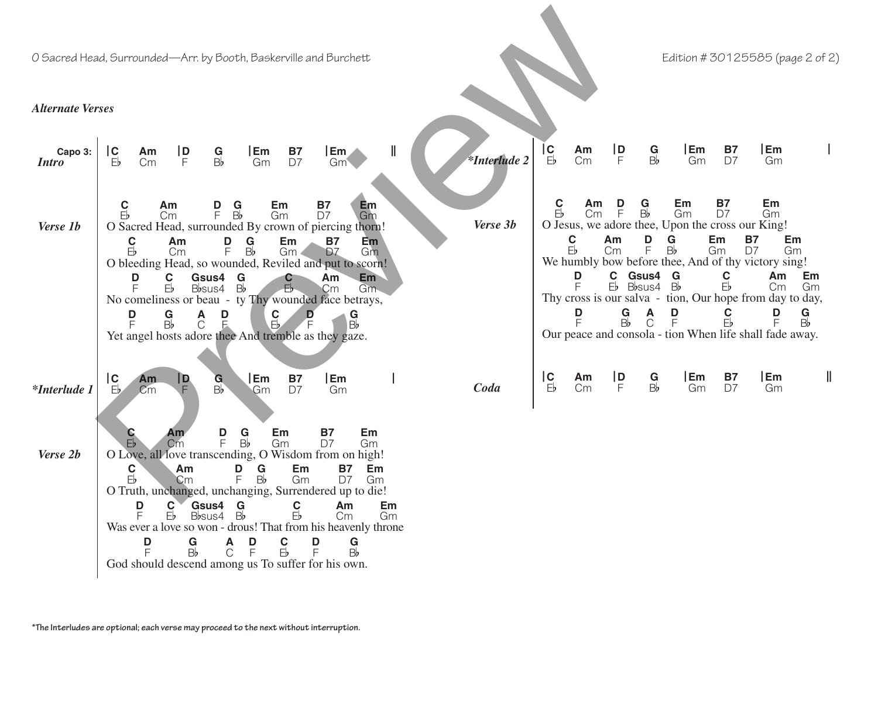## Alternate Verses

**Intro** (Capo 3:)

|C Am |D G |Em B7 |Em ||
Eb Cm F Bb Gm D7 Gm

**Verse 1b**

C Am D G Em B7 Em
(Eb Cm F Bb Gm D7 Gm)
O Sacred Head, surrounded By crown of piercing thorn!

C Am D G Em B7 Em
(Eb Cm F Bb Gm D7 Gm)
O bleeding Head, so wounded, Reviled and put to scorn!

D C Gsus4 G C Am Em
(F Eb Bbsus4 Bb Eb Cm Gm)
No comeliness or beau - ty Thy wounded face betrays,

D G A D C D G
(F Bb C F Eb F Bb)
Yet angel hosts adore thee And tremble as they gaze.

***Interlude 1**

|C Am |D G |Em B7 |Em |
Eb Cm F Bb Gm D7 Gm

**Verse 2b**

C Am D G Em B7 Em
(Eb Cm F Bb Gm D7 Gm)
O Love, all love transcending, O Wisdom from on high!

C Am D G Em B7 Em
(Eb Cm F Bb Gm D7 Gm)
O Truth, unchanged, unchanging, Surrendered up to die!

D C Gsus4 G C Am Em
(F Eb Bbsus4 Bb Eb Cm Gm)
Was ever a love so won - drous! That from his heavenly throne

D G A D C D G
(F Bb C F Eb F Bb)
God should descend among us To suffer for his own.

***Interlude 2**

|C Am |D G |Em B7 |Em |
Eb Cm F Bb Gm D7 Gm

**Verse 3b**

C Am D G Em B7 Em
(Eb Cm F Bb Gm D7 Gm)
O Jesus, we adore thee, Upon the cross our King!

C Am D G Em B7 Em
(Eb Cm F Bb Gm D7 Gm)
We humbly bow before thee, And of thy victory sing!

D C Gsus4 G C Am Em
(F Eb Bbsus4 Bb Eb Cm Gm)
Thy cross is our salva - tion, Our hope from day to day,

D G A D C D G
(F Bb C F Eb F Bb)
Our peace and consola - tion When life shall fade away.

**Coda**

|C Am |D G |Em B7 |Em ||
Eb Cm F Bb Gm D7 Gm

*The Interludes are optional; each verse may proceed to the next without interruption.